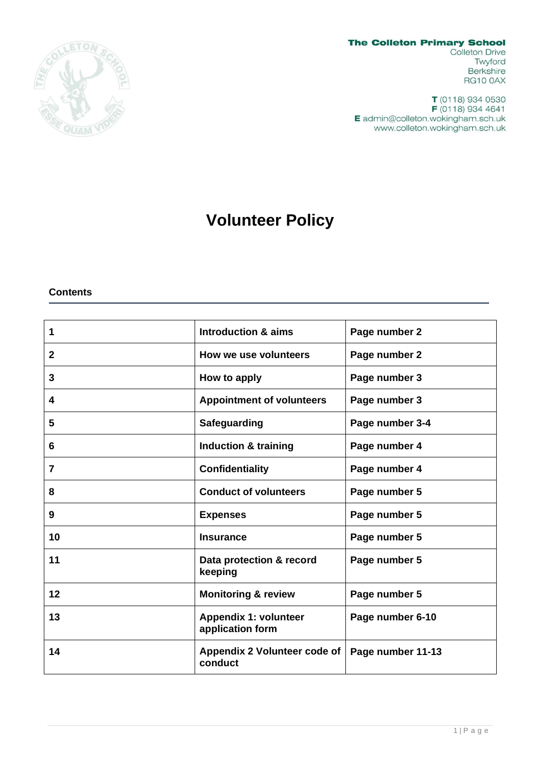**The Colleton Primary School**
Colleton Drive
Twyford
Berkshire
RG10 0AX

**T** (0118) 934 0530
**F** (0118) 934 4641
**E** admin@colleton.wokingham.sch.uk
www.colleton.wokingham.sch.uk

# Volunteer Policy

**Contents**

| | | |
|---|---|---|
| **1** | **Introduction & aims** | **Page number 2** |
| **2** | **How we use volunteers** | **Page number 2** |
| **3** | **How to apply** | **Page number 3** |
| **4** | **Appointment of volunteers** | **Page number 3** |
| **5** | **Safeguarding** | **Page number 3-4** |
| **6** | **Induction & training** | **Page number 4** |
| **7** | **Confidentiality** | **Page number 4** |
| **8** | **Conduct of volunteers** | **Page number 5** |
| **9** | **Expenses** | **Page number 5** |
| **10** | **Insurance** | **Page number 5** |
| **11** | **Data protection & record keeping** | **Page number 5** |
| **12** | **Monitoring & review** | **Page number 5** |
| **13** | **Appendix 1: volunteer application form** | **Page number 6-10** |
| **14** | **Appendix 2 Volunteer code of conduct** | **Page number 11-13** |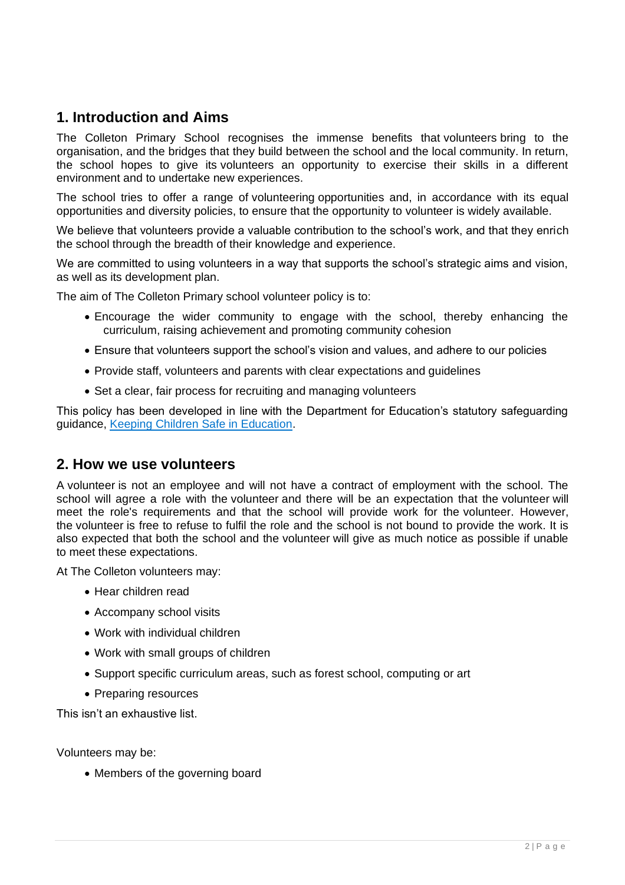## 1. Introduction and Aims

The Colleton Primary School recognises the immense benefits that volunteers bring to the organisation, and the bridges that they build between the school and the local community. In return, the school hopes to give its volunteers an opportunity to exercise their skills in a different environment and to undertake new experiences.

The school tries to offer a range of volunteering opportunities and, in accordance with its equal opportunities and diversity policies, to ensure that the opportunity to volunteer is widely available.

We believe that volunteers provide a valuable contribution to the school's work, and that they enrich the school through the breadth of their knowledge and experience.

We are committed to using volunteers in a way that supports the school's strategic aims and vision, as well as its development plan.

The aim of The Colleton Primary school volunteer policy is to:

- Encourage the wider community to engage with the school, thereby enhancing the curriculum, raising achievement and promoting community cohesion
- Ensure that volunteers support the school's vision and values, and adhere to our policies
- Provide staff, volunteers and parents with clear expectations and guidelines
- Set a clear, fair process for recruiting and managing volunteers

This policy has been developed in line with the Department for Education's statutory safeguarding guidance, [Keeping Children Safe in Education](#).

## 2. How we use volunteers

A volunteer is not an employee and will not have a contract of employment with the school. The school will agree a role with the volunteer and there will be an expectation that the volunteer will meet the role's requirements and that the school will provide work for the volunteer. However, the volunteer is free to refuse to fulfil the role and the school is not bound to provide the work. It is also expected that both the school and the volunteer will give as much notice as possible if unable to meet these expectations.

At The Colleton volunteers may:

- Hear children read
- Accompany school visits
- Work with individual children
- Work with small groups of children
- Support specific curriculum areas, such as forest school, computing or art
- Preparing resources

This isn't an exhaustive list.

Volunteers may be:

- Members of the governing board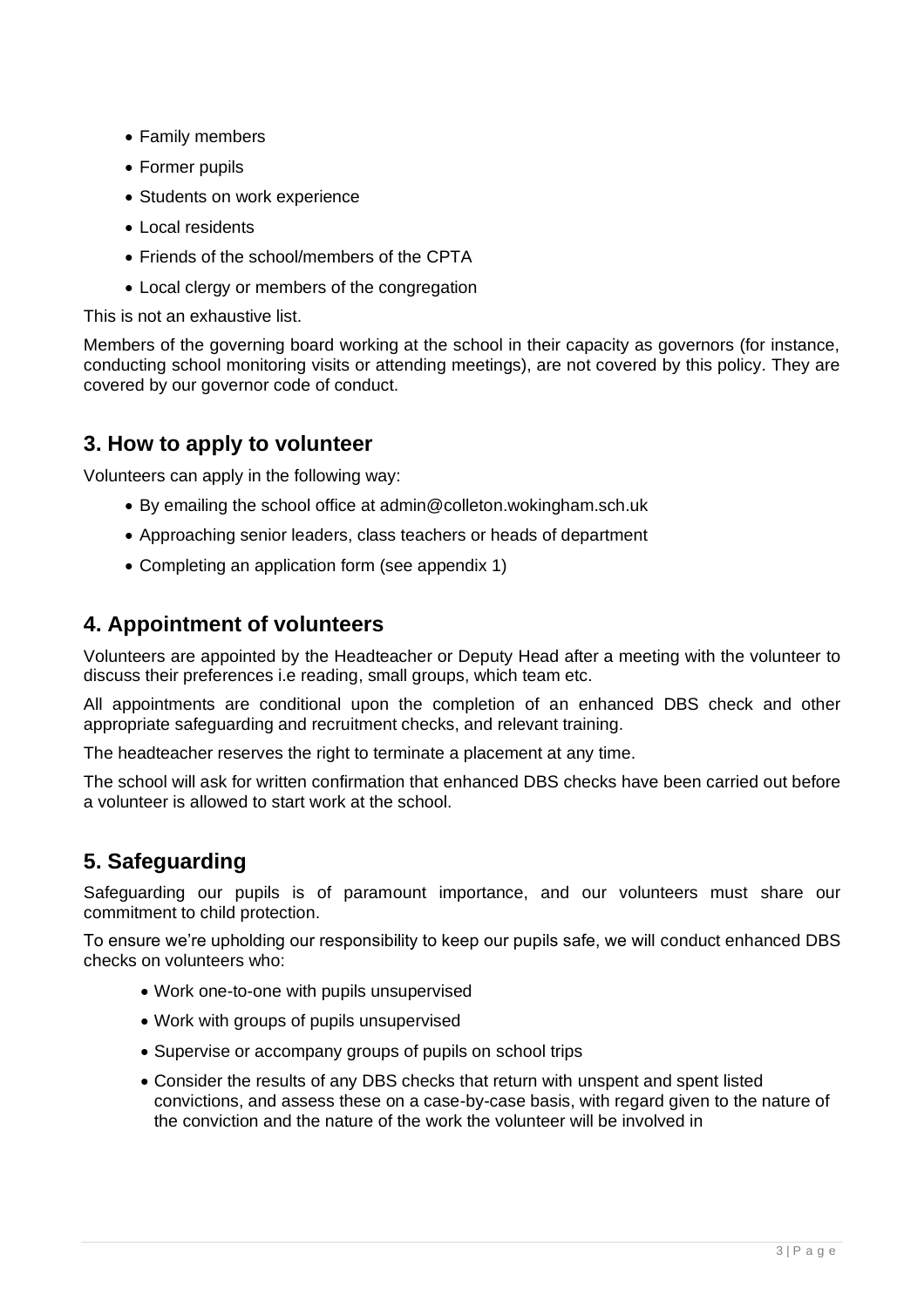- Family members
- Former pupils
- Students on work experience
- Local residents
- Friends of the school/members of the CPTA
- Local clergy or members of the congregation

This is not an exhaustive list.

Members of the governing board working at the school in their capacity as governors (for instance, conducting school monitoring visits or attending meetings), are not covered by this policy. They are covered by our governor code of conduct.

## 3. How to apply to volunteer

Volunteers can apply in the following way:

- By emailing the school office at admin@colleton.wokingham.sch.uk
- Approaching senior leaders, class teachers or heads of department
- Completing an application form (see appendix 1)

## 4. Appointment of volunteers

Volunteers are appointed by the Headteacher or Deputy Head after a meeting with the volunteer to discuss their preferences i.e reading, small groups, which team etc.

All appointments are conditional upon the completion of an enhanced DBS check and other appropriate safeguarding and recruitment checks, and relevant training.

The headteacher reserves the right to terminate a placement at any time.

The school will ask for written confirmation that enhanced DBS checks have been carried out before a volunteer is allowed to start work at the school.

## 5. Safeguarding

Safeguarding our pupils is of paramount importance, and our volunteers must share our commitment to child protection.

To ensure we're upholding our responsibility to keep our pupils safe, we will conduct enhanced DBS checks on volunteers who:

- Work one-to-one with pupils unsupervised
- Work with groups of pupils unsupervised
- Supervise or accompany groups of pupils on school trips
- Consider the results of any DBS checks that return with unspent and spent listed convictions, and assess these on a case-by-case basis, with regard given to the nature of the conviction and the nature of the work the volunteer will be involved in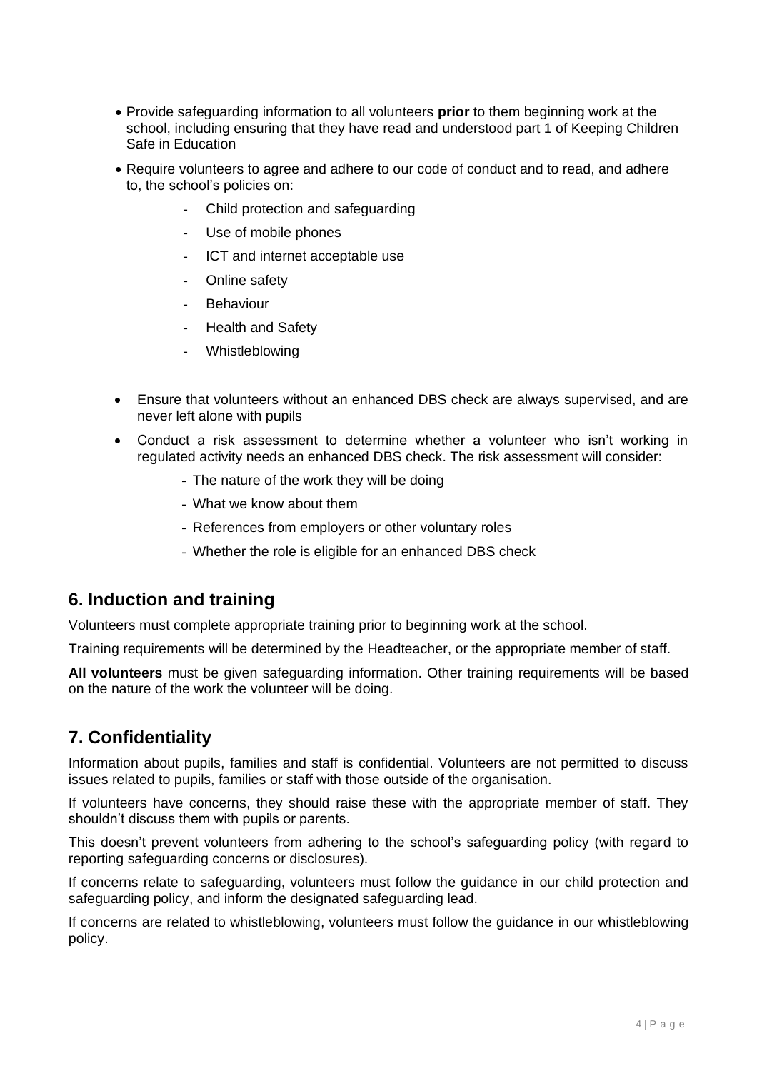- Provide safeguarding information to all volunteers **prior** to them beginning work at the school, including ensuring that they have read and understood part 1 of Keeping Children Safe in Education
- Require volunteers to agree and adhere to our code of conduct and to read, and adhere to, the school's policies on:
  - Child protection and safeguarding
  - Use of mobile phones
  - ICT and internet acceptable use
  - Online safety
  - Behaviour
  - Health and Safety
  - Whistleblowing
- Ensure that volunteers without an enhanced DBS check are always supervised, and are never left alone with pupils
- Conduct a risk assessment to determine whether a volunteer who isn't working in regulated activity needs an enhanced DBS check. The risk assessment will consider:
  - The nature of the work they will be doing
  - What we know about them
  - References from employers or other voluntary roles
  - Whether the role is eligible for an enhanced DBS check

## 6. Induction and training

Volunteers must complete appropriate training prior to beginning work at the school.

Training requirements will be determined by the Headteacher, or the appropriate member of staff.

**All volunteers** must be given safeguarding information. Other training requirements will be based on the nature of the work the volunteer will be doing.

## 7. Confidentiality

Information about pupils, families and staff is confidential. Volunteers are not permitted to discuss issues related to pupils, families or staff with those outside of the organisation.

If volunteers have concerns, they should raise these with the appropriate member of staff. They shouldn't discuss them with pupils or parents.

This doesn't prevent volunteers from adhering to the school's safeguarding policy (with regard to reporting safeguarding concerns or disclosures).

If concerns relate to safeguarding, volunteers must follow the guidance in our child protection and safeguarding policy, and inform the designated safeguarding lead.

If concerns are related to whistleblowing, volunteers must follow the guidance in our whistleblowing policy.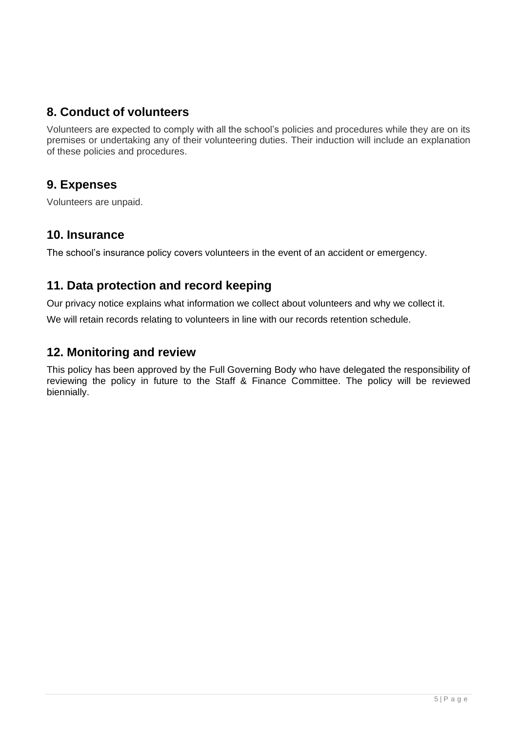## 8. Conduct of volunteers

Volunteers are expected to comply with all the school's policies and procedures while they are on its premises or undertaking any of their volunteering duties. Their induction will include an explanation of these policies and procedures.

## 9. Expenses

Volunteers are unpaid.

## 10. Insurance

The school's insurance policy covers volunteers in the event of an accident or emergency.

## 11. Data protection and record keeping

Our privacy notice explains what information we collect about volunteers and why we collect it.

We will retain records relating to volunteers in line with our records retention schedule.

## 12. Monitoring and review

This policy has been approved by the Full Governing Body who have delegated the responsibility of reviewing the policy in future to the Staff & Finance Committee. The policy will be reviewed biennially.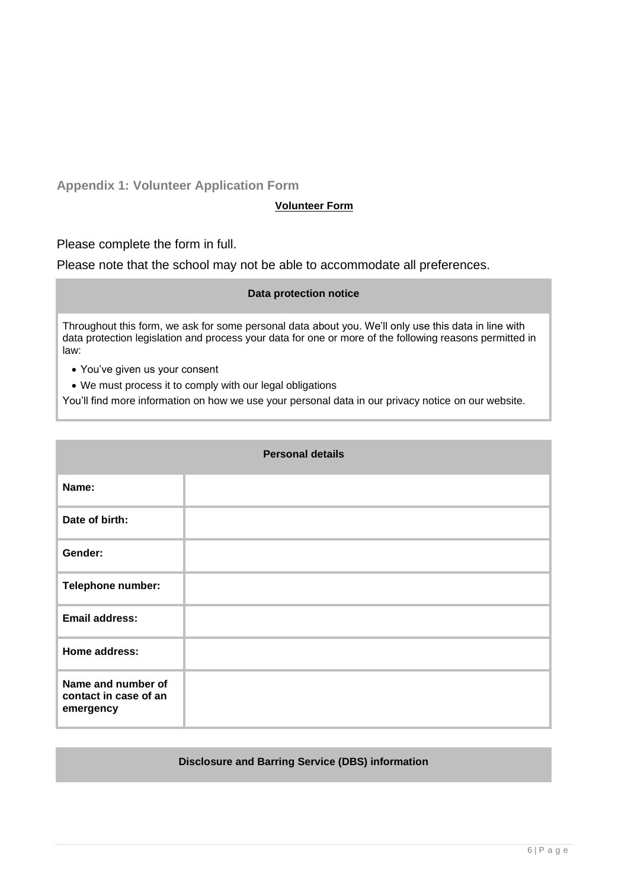## Appendix 1: Volunteer Application Form

**Volunteer Form**

Please complete the form in full.

Please note that the school may not be able to accommodate all preferences.

| Data protection notice |
|---|
| Throughout this form, we ask for some personal data about you. We'll only use this data in line with data protection legislation and process your data for one or more of the following reasons permitted in law:<br>• You've given us your consent<br>• We must process it to comply with our legal obligations<br>You'll find more information on how we use your personal data in our privacy notice on our website. |

| Personal details | |
|---|---|
| **Name:** | |
| **Date of birth:** | |
| **Gender:** | |
| **Telephone number:** | |
| **Email address:** | |
| **Home address:** | |
| **Name and number of contact in case of an emergency** | |

| Disclosure and Barring Service (DBS) information |
|---|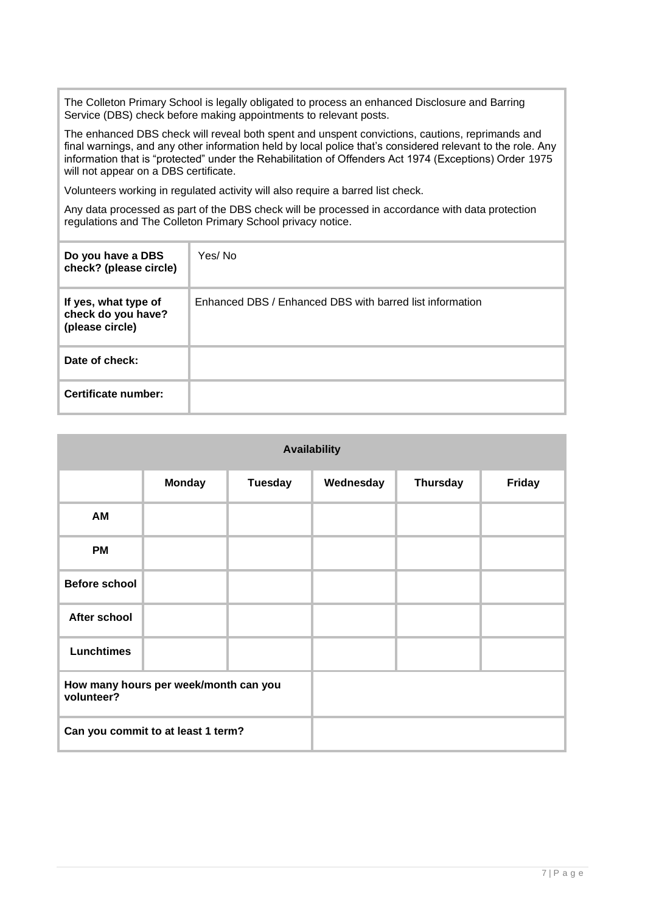The Colleton Primary School is legally obligated to process an enhanced Disclosure and Barring Service (DBS) check before making appointments to relevant posts.

The enhanced DBS check will reveal both spent and unspent convictions, cautions, reprimands and final warnings, and any other information held by local police that's considered relevant to the role. Any information that is "protected" under the Rehabilitation of Offenders Act 1974 (Exceptions) Order 1975 will not appear on a DBS certificate.

Volunteers working in regulated activity will also require a barred list check.

Any data processed as part of the DBS check will be processed in accordance with data protection regulations and The Colleton Primary School privacy notice.

| | |
|---|---|
| **Do you have a DBS check? (please circle)** | Yes/ No |
| **If yes, what type of check do you have? (please circle)** | Enhanced DBS / Enhanced DBS with barred list information |
| **Date of check:** | |
| **Certificate number:** | |

| **Availability** | | | | | |
|---|---|---|---|---|---|
| | **Monday** | **Tuesday** | **Wednesday** | **Thursday** | **Friday** |
| **AM** | | | | | |
| **PM** | | | | | |
| **Before school** | | | | | |
| **After school** | | | | | |
| **Lunchtimes** | | | | | |
| **How many hours per week/month can you volunteer?** | | | | | |
| **Can you commit to at least 1 term?** | | | | | |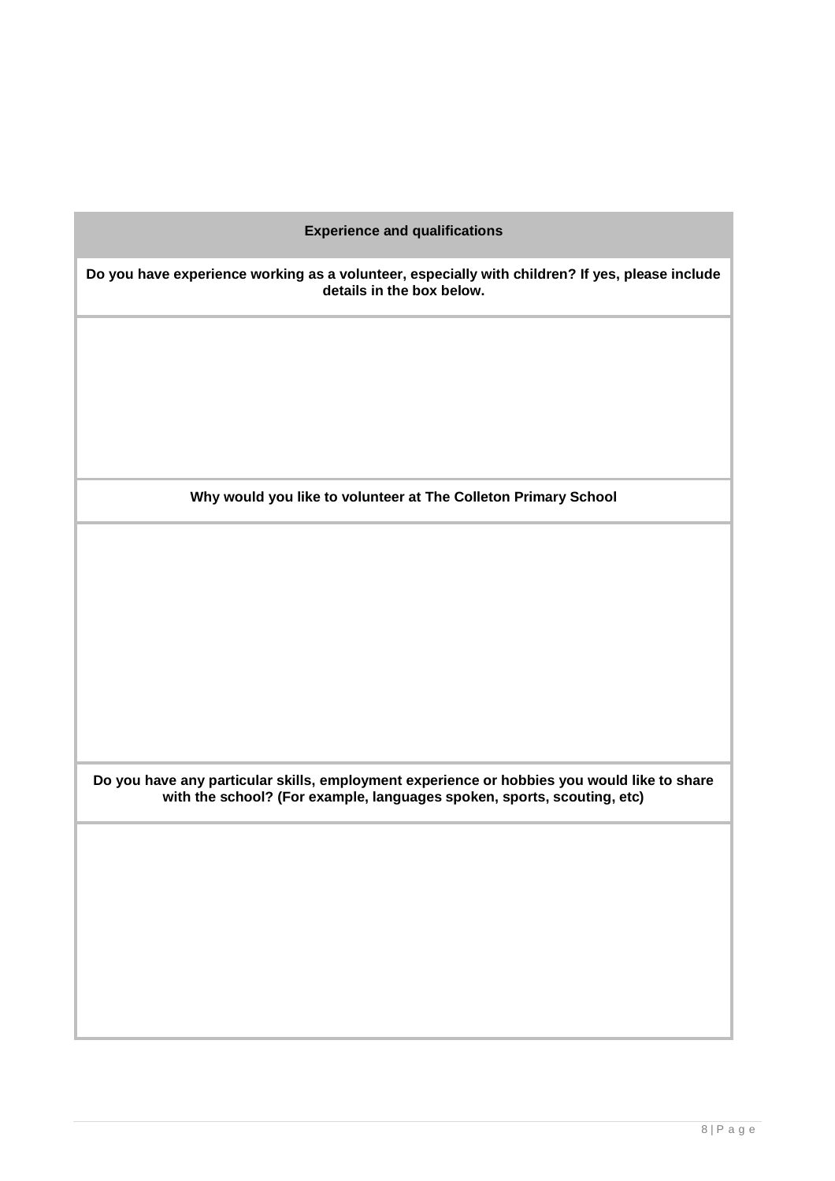| Experience and qualifications |
|---|
| **Do you have experience working as a volunteer, especially with children? If yes, please include details in the box below.** |
| |
| **Why would you like to volunteer at The Colleton Primary School** |
| |
| **Do you have any particular skills, employment experience or hobbies you would like to share with the school? (For example, languages spoken, sports, scouting, etc)** |
| |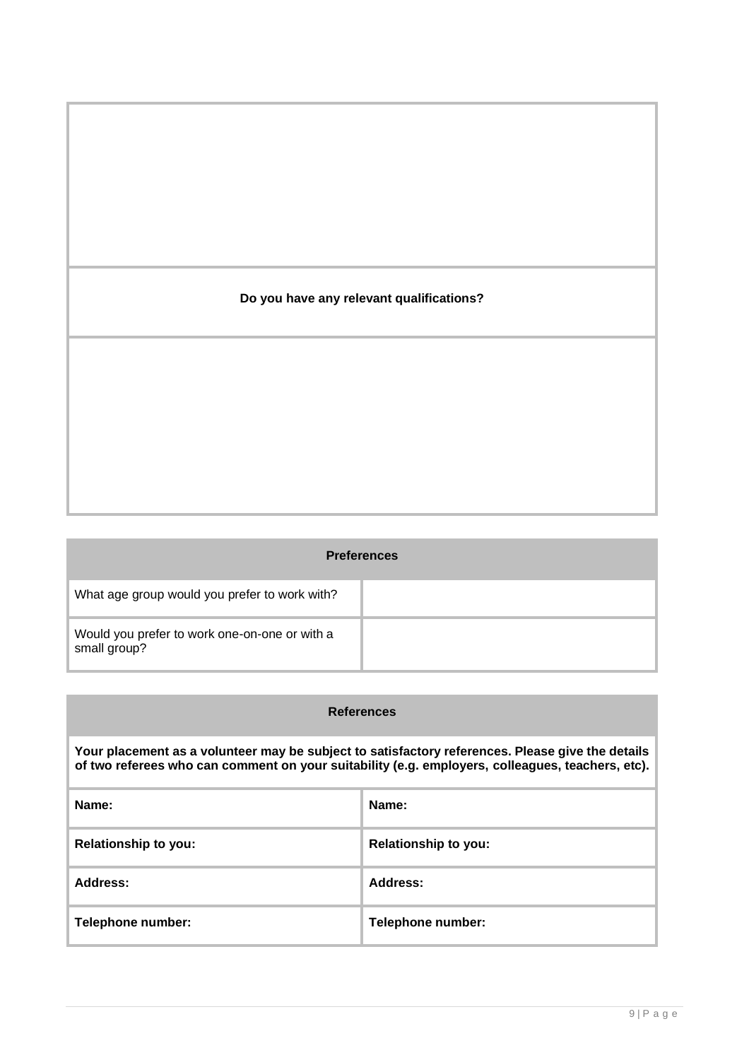| |
|---|
| |
| **Do you have any relevant qualifications?** |
| |

| **Preferences** | |
|---|---|
| What age group would you prefer to work with? | |
| Would you prefer to work one-on-one or with a small group? | |

| **References** | |
|---|---|
| **Your placement as a volunteer may be subject to satisfactory references. Please give the details of two referees who can comment on your suitability (e.g. employers, colleagues, teachers, etc).** | |
| **Name:** | **Name:** |
| **Relationship to you:** | **Relationship to you:** |
| **Address:** | **Address:** |
| **Telephone number:** | **Telephone number:** |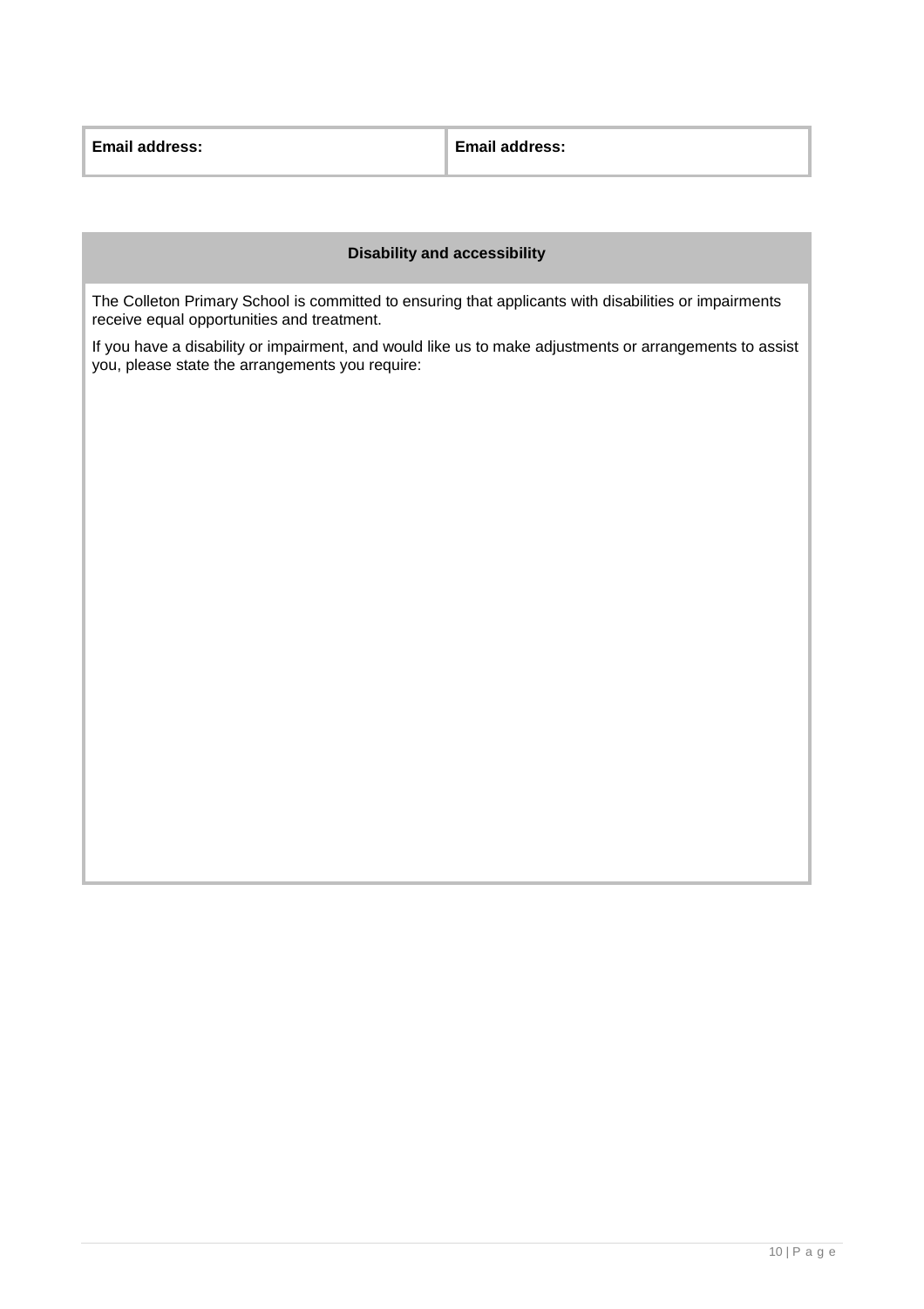| Email address: | Email address: |
| --- | --- |

| Disability and accessibility |
| --- |
| The Colleton Primary School is committed to ensuring that applicants with disabilities or impairments receive equal opportunities and treatment.<br><br>If you have a disability or impairment, and would like us to make adjustments or arrangements to assist you, please state the arrangements you require: |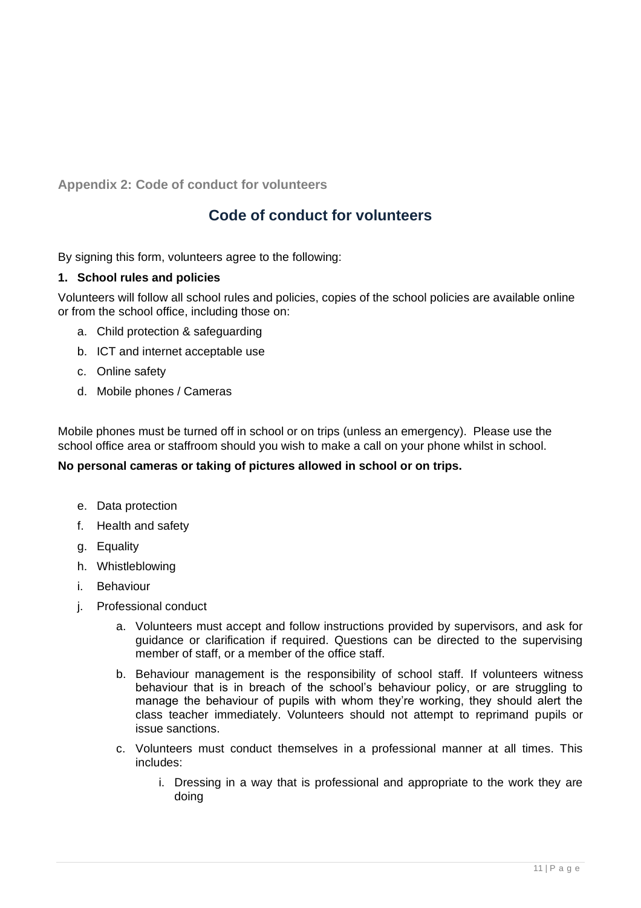### Appendix 2: Code of conduct for volunteers

## Code of conduct for volunteers

By signing this form, volunteers agree to the following:

**1. School rules and policies**

Volunteers will follow all school rules and policies, copies of the school policies are available online or from the school office, including those on:

a. Child protection & safeguarding
b. ICT and internet acceptable use
c. Online safety
d. Mobile phones / Cameras

Mobile phones must be turned off in school or on trips (unless an emergency). Please use the school office area or staffroom should you wish to make a call on your phone whilst in school.

**No personal cameras or taking of pictures allowed in school or on trips.**

e. Data protection
f. Health and safety
g. Equality
h. Whistleblowing
i. Behaviour
j. Professional conduct
   a. Volunteers must accept and follow instructions provided by supervisors, and ask for guidance or clarification if required. Questions can be directed to the supervising member of staff, or a member of the office staff.
   b. Behaviour management is the responsibility of school staff. If volunteers witness behaviour that is in breach of the school's behaviour policy, or are struggling to manage the behaviour of pupils with whom they're working, they should alert the class teacher immediately. Volunteers should not attempt to reprimand pupils or issue sanctions.
   c. Volunteers must conduct themselves in a professional manner at all times. This includes:
      i. Dressing in a way that is professional and appropriate to the work they are doing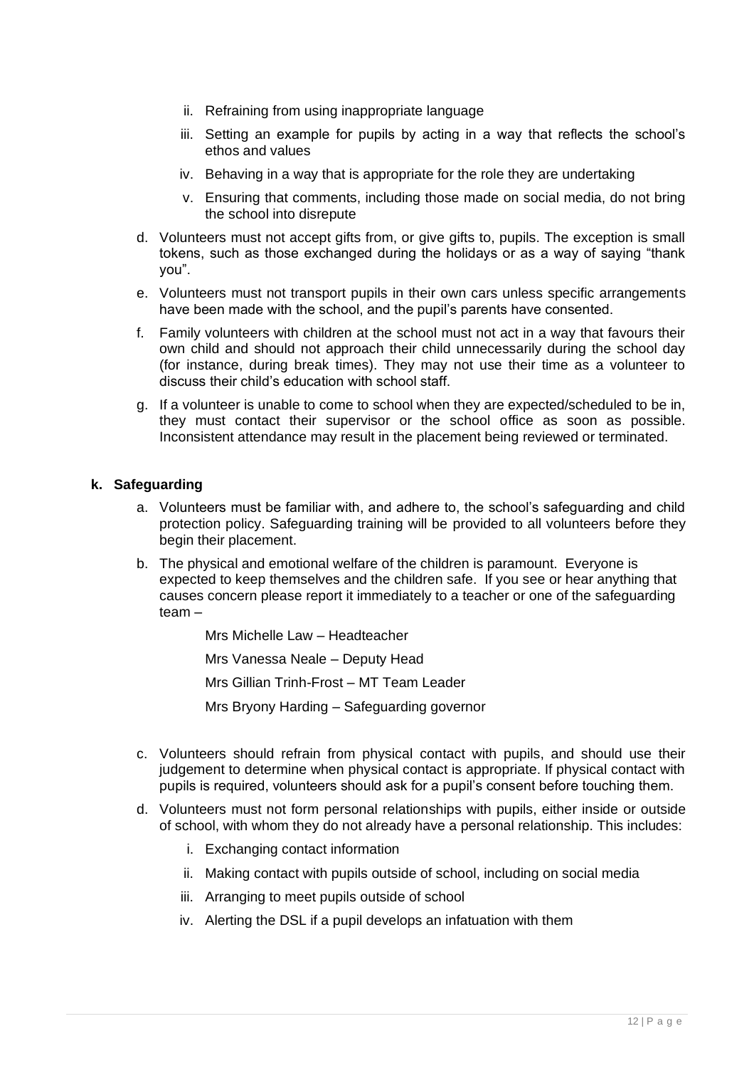ii. Refraining from using inappropriate language

    iii. Setting an example for pupils by acting in a way that reflects the school's ethos and values

    iv. Behaving in a way that is appropriate for the role they are undertaking

    v. Ensuring that comments, including those made on social media, do not bring the school into disrepute

d. Volunteers must not accept gifts from, or give gifts to, pupils. The exception is small tokens, such as those exchanged during the holidays or as a way of saying "thank you".

e. Volunteers must not transport pupils in their own cars unless specific arrangements have been made with the school, and the pupil's parents have consented.

f. Family volunteers with children at the school must not act in a way that favours their own child and should not approach their child unnecessarily during the school day (for instance, during break times). They may not use their time as a volunteer to discuss their child's education with school staff.

g. If a volunteer is unable to come to school when they are expected/scheduled to be in, they must contact their supervisor or the school office as soon as possible. Inconsistent attendance may result in the placement being reviewed or terminated.

**k. Safeguarding**

a. Volunteers must be familiar with, and adhere to, the school's safeguarding and child protection policy. Safeguarding training will be provided to all volunteers before they begin their placement.

b. The physical and emotional welfare of the children is paramount. Everyone is expected to keep themselves and the children safe. If you see or hear anything that causes concern please report it immediately to a teacher or one of the safeguarding team –

    Mrs Michelle Law – Headteacher

    Mrs Vanessa Neale – Deputy Head

    Mrs Gillian Trinh-Frost – MT Team Leader

    Mrs Bryony Harding – Safeguarding governor

c. Volunteers should refrain from physical contact with pupils, and should use their judgement to determine when physical contact is appropriate. If physical contact with pupils is required, volunteers should ask for a pupil's consent before touching them.

d. Volunteers must not form personal relationships with pupils, either inside or outside of school, with whom they do not already have a personal relationship. This includes:

    i. Exchanging contact information

    ii. Making contact with pupils outside of school, including on social media

    iii. Arranging to meet pupils outside of school

    iv. Alerting the DSL if a pupil develops an infatuation with them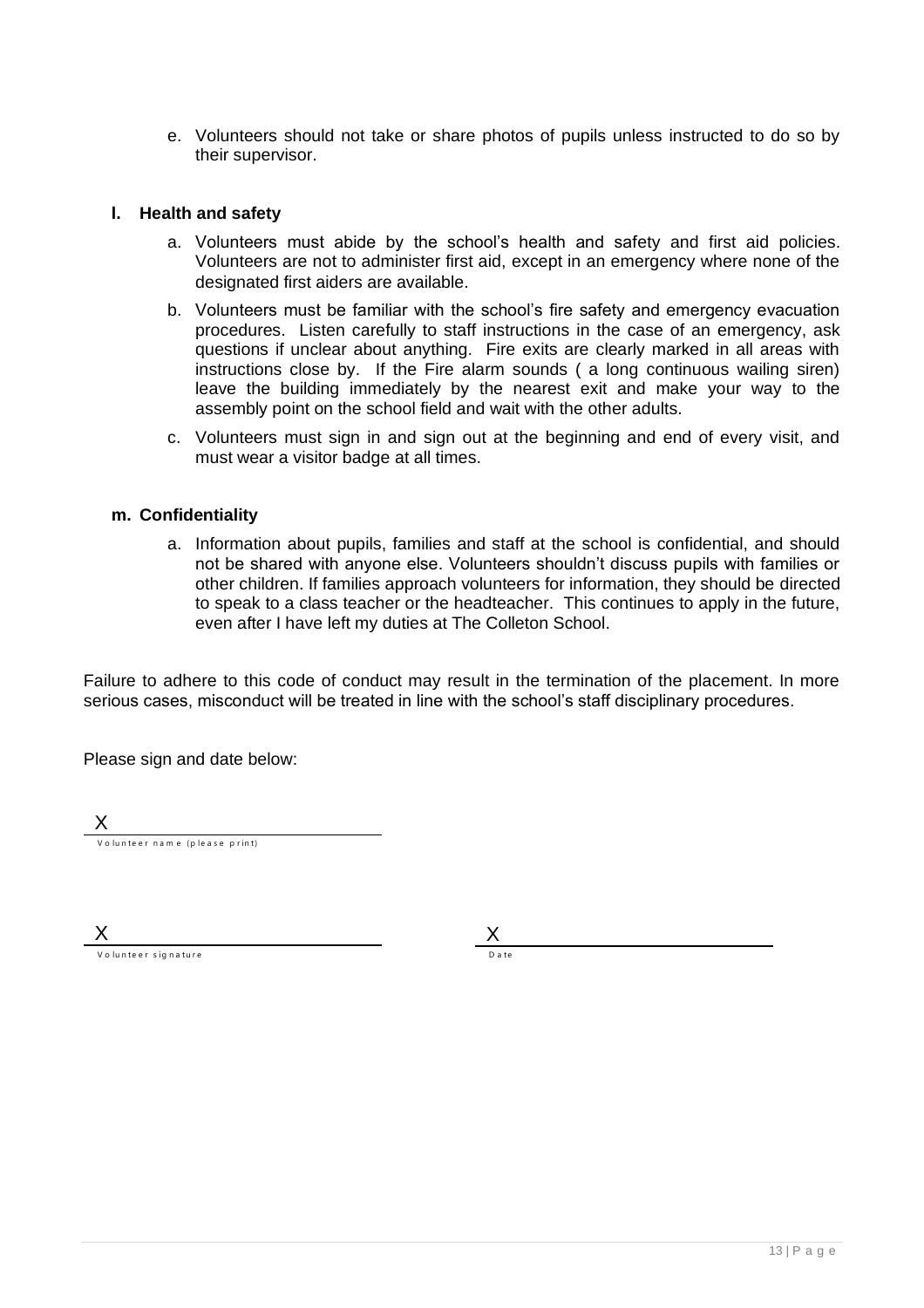e. Volunteers should not take or share photos of pupils unless instructed to do so by their supervisor.

**l. Health and safety**

a. Volunteers must abide by the school's health and safety and first aid policies. Volunteers are not to administer first aid, except in an emergency where none of the designated first aiders are available.

b. Volunteers must be familiar with the school's fire safety and emergency evacuation procedures. Listen carefully to staff instructions in the case of an emergency, ask questions if unclear about anything. Fire exits are clearly marked in all areas with instructions close by. If the Fire alarm sounds ( a long continuous wailing siren) leave the building immediately by the nearest exit and make your way to the assembly point on the school field and wait with the other adults.

c. Volunteers must sign in and sign out at the beginning and end of every visit, and must wear a visitor badge at all times.

**m. Confidentiality**

a. Information about pupils, families and staff at the school is confidential, and should not be shared with anyone else. Volunteers shouldn't discuss pupils with families or other children. If families approach volunteers for information, they should be directed to speak to a class teacher or the headteacher. This continues to apply in the future, even after I have left my duties at The Colleton School.

Failure to adhere to this code of conduct may result in the termination of the placement. In more serious cases, misconduct will be treated in line with the school's staff disciplinary procedures.

Please sign and date below:

X ______________________________
Volunteer name (please print)

X ______________________________
Volunteer signature

X ______________________________
Date